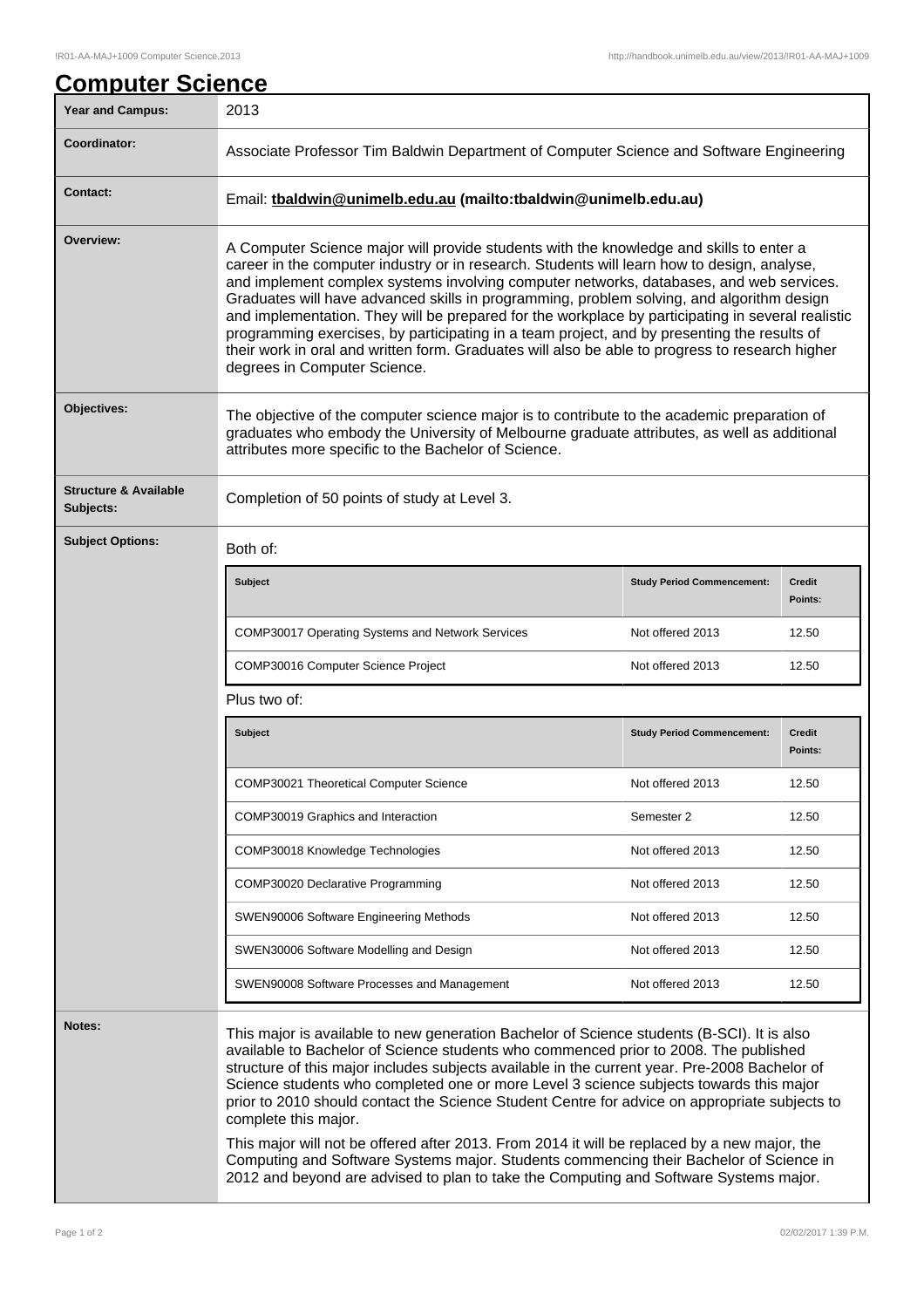# Computer Science

| | |
|---|---|
| **Year and Campus:** | 2013 |
| **Coordinator:** | Associate Professor Tim Baldwin Department of Computer Science and Software Engineering |
| **Contact:** | Email: **tbaldwin@unimelb.edu.au (mailto:tbaldwin@unimelb.edu.au)** |
| **Overview:** | A Computer Science major will provide students with the knowledge and skills to enter a career in the computer industry or in research. Students will learn how to design, analyse, and implement complex systems involving computer networks, databases, and web services. Graduates will have advanced skills in programming, problem solving, and algorithm design and implementation. They will be prepared for the workplace by participating in several realistic programming exercises, by participating in a team project, and by presenting the results of their work in oral and written form. Graduates will also be able to progress to research higher degrees in Computer Science. |
| **Objectives:** | The objective of the computer science major is to contribute to the academic preparation of graduates who embody the University of Melbourne graduate attributes, as well as additional attributes more specific to the Bachelor of Science. |
| **Structure & Available Subjects:** | Completion of 50 points of study at Level 3. |

**Subject Options:**

Both of:

| Subject | Study Period Commencement: | Credit Points: |
|---|---|---|
| COMP30017 Operating Systems and Network Services | Not offered 2013 | 12.50 |
| COMP30016 Computer Science Project | Not offered 2013 | 12.50 |

Plus two of:

| Subject | Study Period Commencement: | Credit Points: |
|---|---|---|
| COMP30021 Theoretical Computer Science | Not offered 2013 | 12.50 |
| COMP30019 Graphics and Interaction | Semester 2 | 12.50 |
| COMP30018 Knowledge Technologies | Not offered 2013 | 12.50 |
| COMP30020 Declarative Programming | Not offered 2013 | 12.50 |
| SWEN90006 Software Engineering Methods | Not offered 2013 | 12.50 |
| SWEN30006 Software Modelling and Design | Not offered 2013 | 12.50 |
| SWEN90008 Software Processes and Management | Not offered 2013 | 12.50 |

**Notes:**

This major is available to new generation Bachelor of Science students (B-SCI). It is also available to Bachelor of Science students who commenced prior to 2008. The published structure of this major includes subjects available in the current year. Pre-2008 Bachelor of Science students who completed one or more Level 3 science subjects towards this major prior to 2010 should contact the Science Student Centre for advice on appropriate subjects to complete this major.

This major will not be offered after 2013. From 2014 it will be replaced by a new major, the Computing and Software Systems major. Students commencing their Bachelor of Science in 2012 and beyond are advised to plan to take the Computing and Software Systems major.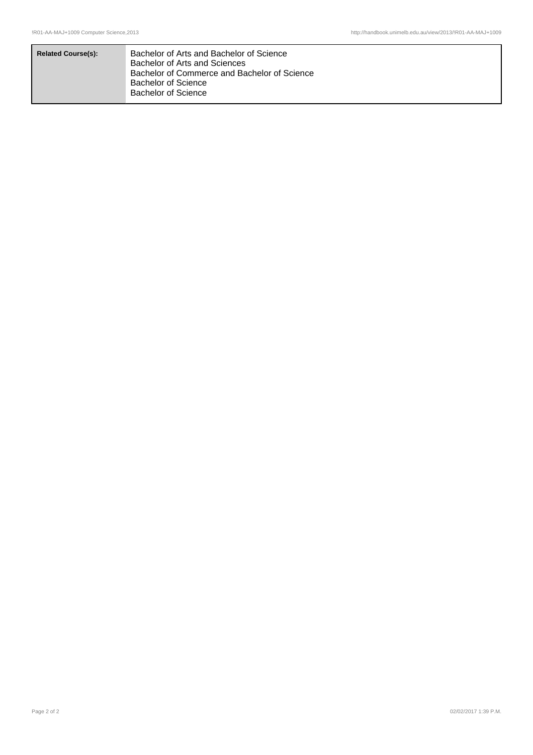| | |
|---|---|
| **Related Course(s):** | Bachelor of Arts and Bachelor of Science<br>Bachelor of Arts and Sciences<br>Bachelor of Commerce and Bachelor of Science<br>Bachelor of Science<br>Bachelor of Science |